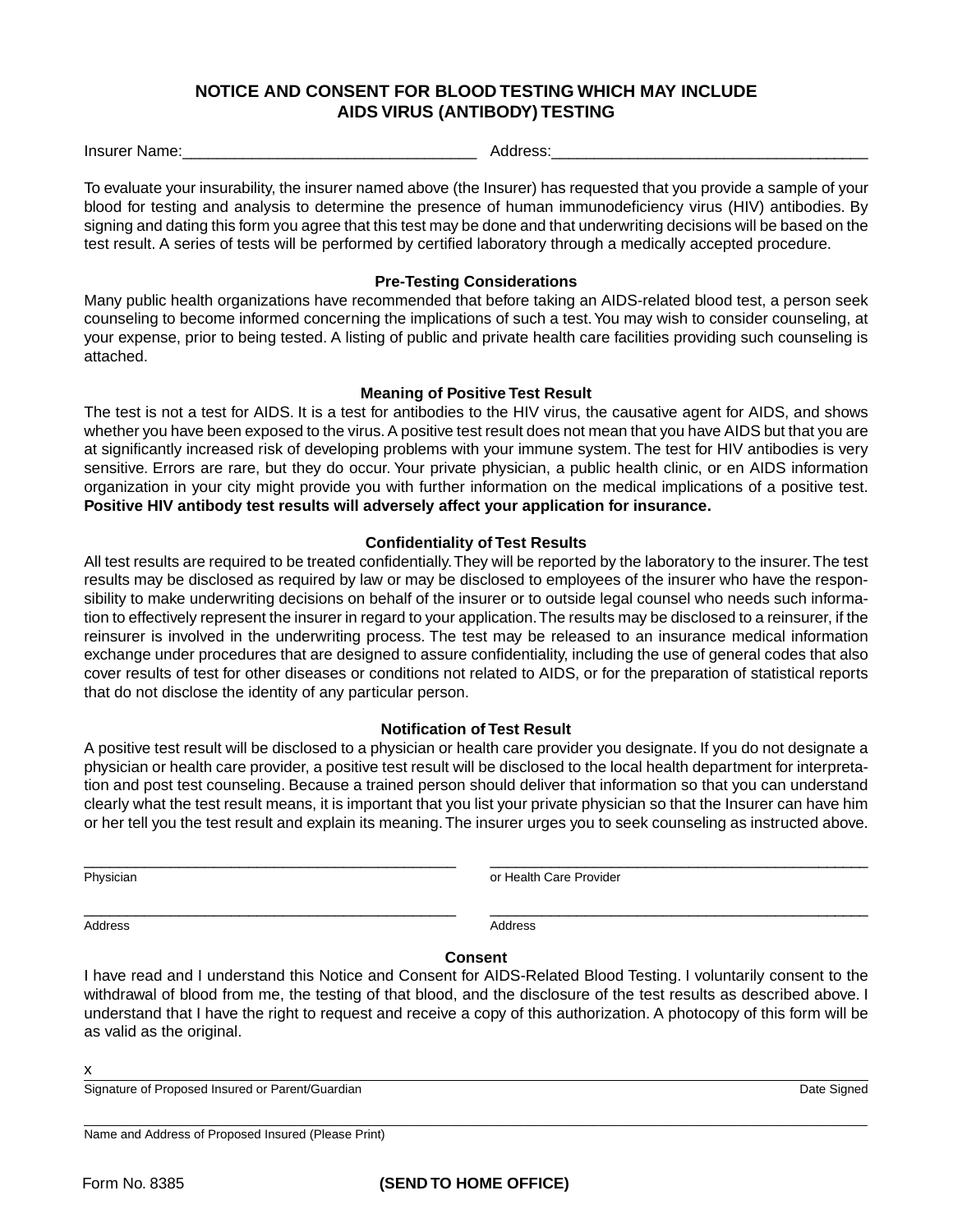# NOTICE AND CONSENT FOR BLOOD TESTING WHICH MAY INCLUDE AIDS VIRUS (ANTIBODY) TESTING

Insurer Name:__________________________________ Address:____________________________________

To evaluate your insurability, the insurer named above (the Insurer) has requested that you provide a sample of your blood for testing and analysis to determine the presence of human immunodeficiency virus (HIV) antibodies. By signing and dating this form you agree that this test may be done and that underwriting decisions will be based on the test result. A series of tests will be performed by certified laboratory through a medically accepted procedure.

### Pre-Testing Considerations

Many public health organizations have recommended that before taking an AIDS-related blood test, a person seek counseling to become informed concerning the implications of such a test. You may wish to consider counseling, at your expense, prior to being tested. A listing of public and private health care facilities providing such counseling is attached.

### Meaning of Positive Test Result

The test is not a test for AIDS. It is a test for antibodies to the HIV virus, the causative agent for AIDS, and shows whether you have been exposed to the virus. A positive test result does not mean that you have AIDS but that you are at significantly increased risk of developing problems with your immune system. The test for HIV antibodies is very sensitive. Errors are rare, but they do occur. Your private physician, a public health clinic, or en AIDS information organization in your city might provide you with further information on the medical implications of a positive test. **Positive HIV antibody test results will adversely affect your application for insurance.**

### Confidentiality of Test Results

All test results are required to be treated confidentially. They will be reported by the laboratory to the insurer. The test results may be disclosed as required by law or may be disclosed to employees of the insurer who have the responsibility to make underwriting decisions on behalf of the insurer or to outside legal counsel who needs such information to effectively represent the insurer in regard to your application. The results may be disclosed to a reinsurer, if the reinsurer is involved in the underwriting process. The test may be released to an insurance medical information exchange under procedures that are designed to assure confidentiality, including the use of general codes that also cover results of test for other diseases or conditions not related to AIDS, or for the preparation of statistical reports that do not disclose the identity of any particular person.

### Notification of Test Result

A positive test result will be disclosed to a physician or health care provider you designate. If you do not designate a physician or health care provider, a positive test result will be disclosed to the local health department for interpretation and post test counseling. Because a trained person should deliver that information so that you can understand clearly what the test result means, it is important that you list your private physician so that the Insurer can have him or her tell you the test result and explain its meaning. The insurer urges you to seek counseling as instructed above.

______________________________________________ ______________________________________________
Physician or Health Care Provider

______________________________________________ ______________________________________________
Address Address

### Consent

I have read and I understand this Notice and Consent for AIDS-Related Blood Testing. I voluntarily consent to the withdrawal of blood from me, the testing of that blood, and the disclosure of the test results as described above. I understand that I have the right to request and receive a copy of this authorization. A photocopy of this form will be as valid as the original.

x______________________________________________________________________________________________
Signature of Proposed Insured or Parent/Guardian Date Signed

_______________________________________________________________________________________________
Name and Address of Proposed Insured (Please Print)

Form No. 8385 **(SEND TO HOME OFFICE)**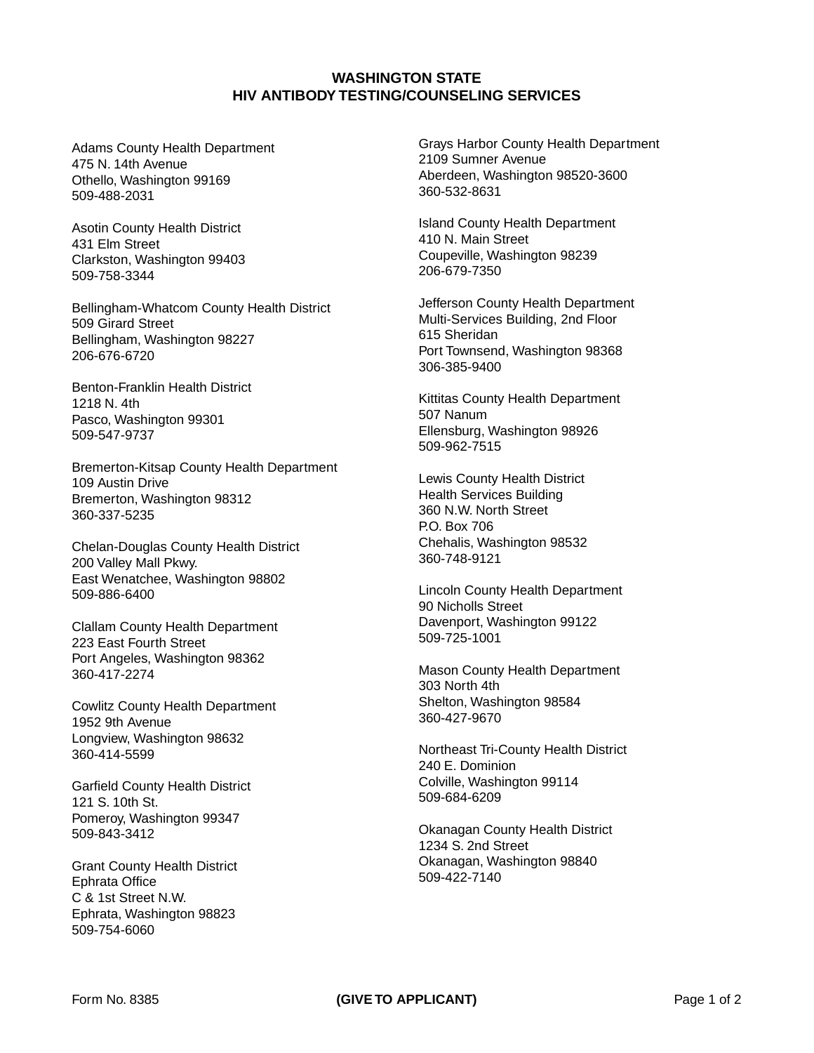# WASHINGTON STATE
# HIV ANTIBODY TESTING/COUNSELING SERVICES

Adams County Health Department
475 N. 14th Avenue
Othello, Washington 99169
509-488-2031

Asotin County Health District
431 Elm Street
Clarkston, Washington 99403
509-758-3344

Bellingham-Whatcom County Health District
509 Girard Street
Bellingham, Washington 98227
206-676-6720

Benton-Franklin Health District
1218 N. 4th
Pasco, Washington 99301
509-547-9737

Bremerton-Kitsap County Health Department
109 Austin Drive
Bremerton, Washington 98312
360-337-5235

Chelan-Douglas County Health District
200 Valley Mall Pkwy.
East Wenatchee, Washington 98802
509-886-6400

Clallam County Health Department
223 East Fourth Street
Port Angeles, Washington 98362
360-417-2274

Cowlitz County Health Department
1952 9th Avenue
Longview, Washington 98632
360-414-5599

Garfield County Health District
121 S. 10th St.
Pomeroy, Washington 99347
509-843-3412

Grant County Health District
Ephrata Office
C & 1st Street N.W.
Ephrata, Washington 98823
509-754-6060

Grays Harbor County Health Department
2109 Sumner Avenue
Aberdeen, Washington 98520-3600
360-532-8631

Island County Health Department
410 N. Main Street
Coupeville, Washington 98239
206-679-7350

Jefferson County Health Department
Multi-Services Building, 2nd Floor
615 Sheridan
Port Townsend, Washington 98368
306-385-9400

Kittitas County Health Department
507 Nanum
Ellensburg, Washington 98926
509-962-7515

Lewis County Health District
Health Services Building
360 N.W. North Street
P.O. Box 706
Chehalis, Washington 98532
360-748-9121

Lincoln County Health Department
90 Nicholls Street
Davenport, Washington 99122
509-725-1001

Mason County Health Department
303 North 4th
Shelton, Washington 98584
360-427-9670

Northeast Tri-County Health District
240 E. Dominion
Colville, Washington 99114
509-684-6209

Okanagan County Health District
1234 S. 2nd Street
Okanagan, Washington 98840
509-422-7140

Form No. 8385 **(GIVE TO APPLICANT)**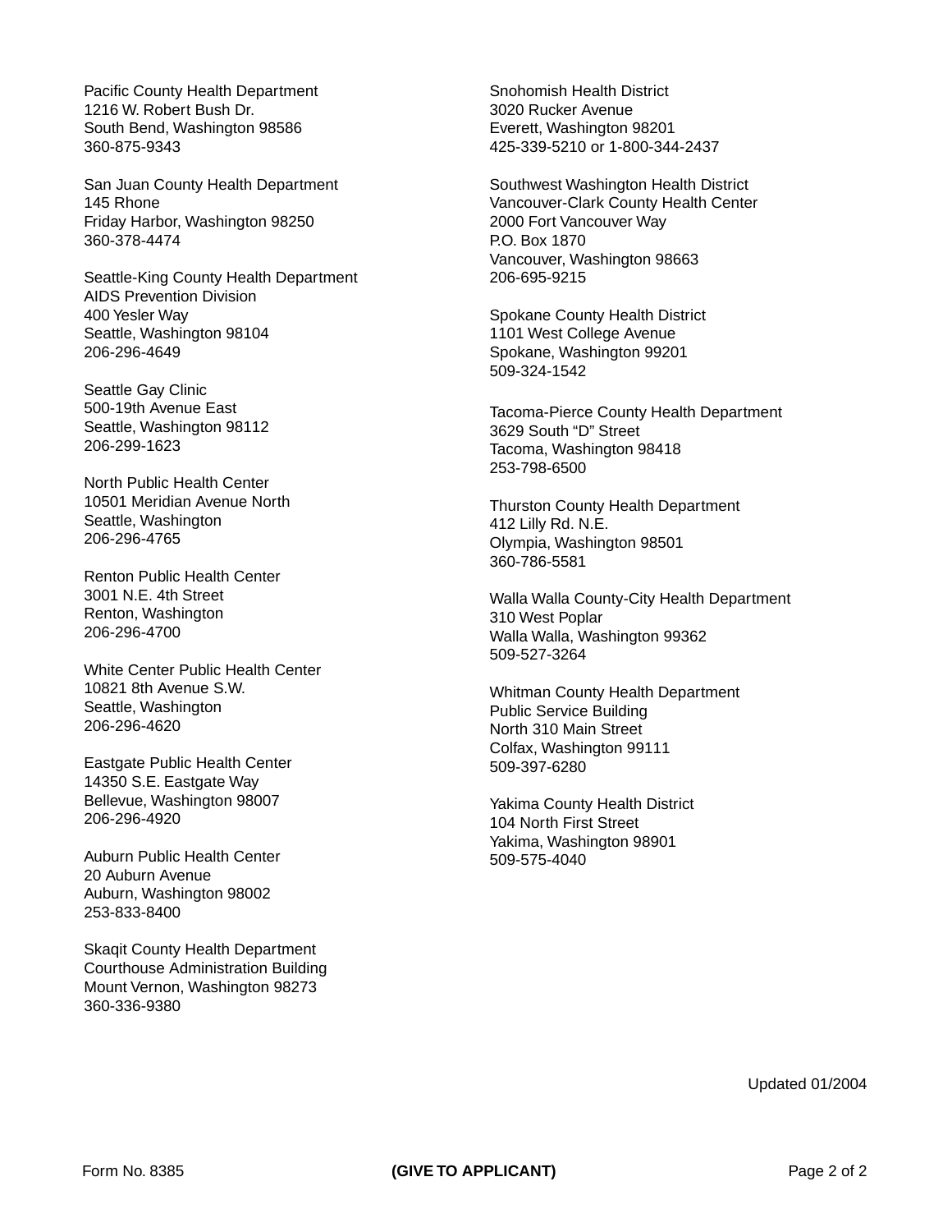Pacific County Health Department
1216 W. Robert Bush Dr.
South Bend, Washington 98586
360-875-9343

San Juan County Health Department
145 Rhone
Friday Harbor, Washington 98250
360-378-4474

Seattle-King County Health Department
AIDS Prevention Division
400 Yesler Way
Seattle, Washington 98104
206-296-4649

Seattle Gay Clinic
500-19th Avenue East
Seattle, Washington 98112
206-299-1623

North Public Health Center
10501 Meridian Avenue North
Seattle, Washington
206-296-4765

Renton Public Health Center
3001 N.E. 4th Street
Renton, Washington
206-296-4700

White Center Public Health Center
10821 8th Avenue S.W.
Seattle, Washington
206-296-4620

Eastgate Public Health Center
14350 S.E. Eastgate Way
Bellevue, Washington 98007
206-296-4920

Auburn Public Health Center
20 Auburn Avenue
Auburn, Washington 98002
253-833-8400

Skaqit County Health Department
Courthouse Administration Building
Mount Vernon, Washington 98273
360-336-9380

Snohomish Health District
3020 Rucker Avenue
Everett, Washington 98201
425-339-5210 or 1-800-344-2437

Southwest Washington Health District
Vancouver-Clark County Health Center
2000 Fort Vancouver Way
P.O. Box 1870
Vancouver, Washington 98663
206-695-9215

Spokane County Health District
1101 West College Avenue
Spokane, Washington 99201
509-324-1542

Tacoma-Pierce County Health Department
3629 South "D" Street
Tacoma, Washington 98418
253-798-6500

Thurston County Health Department
412 Lilly Rd. N.E.
Olympia, Washington 98501
360-786-5581

Walla Walla County-City Health Department
310 West Poplar
Walla Walla, Washington 99362
509-527-3264

Whitman County Health Department
Public Service Building
North 310 Main Street
Colfax, Washington 99111
509-397-6280

Yakima County Health District
104 North First Street
Yakima, Washington 98901
509-575-4040

Updated 01/2004

Form No. 8385 **(GIVE TO APPLICANT)**